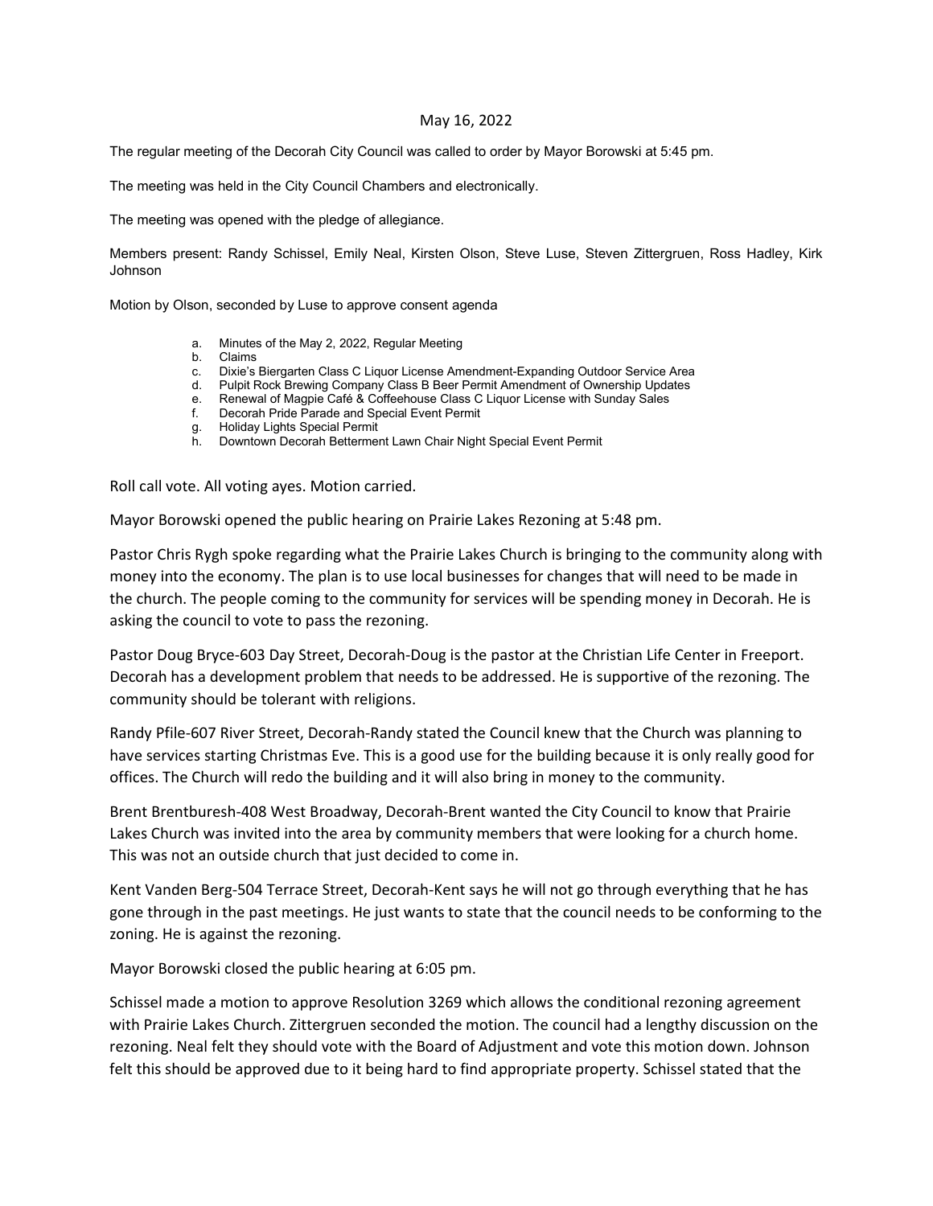May 16, 2022

The regular meeting of the Decorah City Council was called to order by Mayor Borowski at 5:45 pm.

The meeting was held in the City Council Chambers and electronically.

The meeting was opened with the pledge of allegiance.

Members present: Randy Schissel, Emily Neal, Kirsten Olson, Steve Luse, Steven Zittergruen, Ross Hadley, Kirk Johnson

Motion by Olson, seconded by Luse to approve consent agenda

a. Minutes of the May 2, 2022, Regular Meeting
b. Claims
c. Dixie's Biergarten Class C Liquor License Amendment-Expanding Outdoor Service Area
d. Pulpit Rock Brewing Company Class B Beer Permit Amendment of Ownership Updates
e. Renewal of Magpie Café & Coffeehouse Class C Liquor License with Sunday Sales
f. Decorah Pride Parade and Special Event Permit
g. Holiday Lights Special Permit
h. Downtown Decorah Betterment Lawn Chair Night Special Event Permit

Roll call vote. All voting ayes. Motion carried.

Mayor Borowski opened the public hearing on Prairie Lakes Rezoning at 5:48 pm.

Pastor Chris Rygh spoke regarding what the Prairie Lakes Church is bringing to the community along with money into the economy. The plan is to use local businesses for changes that will need to be made in the church. The people coming to the community for services will be spending money in Decorah. He is asking the council to vote to pass the rezoning.

Pastor Doug Bryce-603 Day Street, Decorah-Doug is the pastor at the Christian Life Center in Freeport. Decorah has a development problem that needs to be addressed. He is supportive of the rezoning. The community should be tolerant with religions.

Randy Pfile-607 River Street, Decorah-Randy stated the Council knew that the Church was planning to have services starting Christmas Eve. This is a good use for the building because it is only really good for offices. The Church will redo the building and it will also bring in money to the community.

Brent Brentburesh-408 West Broadway, Decorah-Brent wanted the City Council to know that Prairie Lakes Church was invited into the area by community members that were looking for a church home. This was not an outside church that just decided to come in.

Kent Vanden Berg-504 Terrace Street, Decorah-Kent says he will not go through everything that he has gone through in the past meetings. He just wants to state that the council needs to be conforming to the zoning. He is against the rezoning.

Mayor Borowski closed the public hearing at 6:05 pm.

Schissel made a motion to approve Resolution 3269 which allows the conditional rezoning agreement with Prairie Lakes Church. Zittergruen seconded the motion. The council had a lengthy discussion on the rezoning. Neal felt they should vote with the Board of Adjustment and vote this motion down. Johnson felt this should be approved due to it being hard to find appropriate property. Schissel stated that the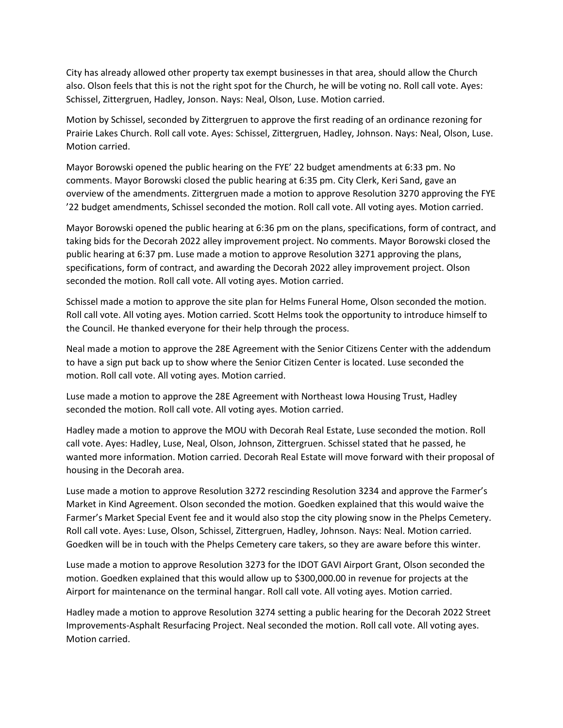City has already allowed other property tax exempt businesses in that area, should allow the Church also. Olson feels that this is not the right spot for the Church, he will be voting no. Roll call vote. Ayes: Schissel, Zittergruen, Hadley, Jonson. Nays: Neal, Olson, Luse. Motion carried.

Motion by Schissel, seconded by Zittergruen to approve the first reading of an ordinance rezoning for Prairie Lakes Church. Roll call vote. Ayes: Schissel, Zittergruen, Hadley, Johnson. Nays: Neal, Olson, Luse. Motion carried.

Mayor Borowski opened the public hearing on the FYE' 22 budget amendments at 6:33 pm. No comments. Mayor Borowski closed the public hearing at 6:35 pm. City Clerk, Keri Sand, gave an overview of the amendments. Zittergruen made a motion to approve Resolution 3270 approving the FYE '22 budget amendments, Schissel seconded the motion. Roll call vote. All voting ayes. Motion carried.

Mayor Borowski opened the public hearing at 6:36 pm on the plans, specifications, form of contract, and taking bids for the Decorah 2022 alley improvement project. No comments. Mayor Borowski closed the public hearing at 6:37 pm. Luse made a motion to approve Resolution 3271 approving the plans, specifications, form of contract, and awarding the Decorah 2022 alley improvement project. Olson seconded the motion. Roll call vote. All voting ayes. Motion carried.

Schissel made a motion to approve the site plan for Helms Funeral Home, Olson seconded the motion. Roll call vote. All voting ayes. Motion carried. Scott Helms took the opportunity to introduce himself to the Council. He thanked everyone for their help through the process.

Neal made a motion to approve the 28E Agreement with the Senior Citizens Center with the addendum to have a sign put back up to show where the Senior Citizen Center is located. Luse seconded the motion. Roll call vote. All voting ayes. Motion carried.

Luse made a motion to approve the 28E Agreement with Northeast Iowa Housing Trust, Hadley seconded the motion. Roll call vote. All voting ayes. Motion carried.

Hadley made a motion to approve the MOU with Decorah Real Estate, Luse seconded the motion. Roll call vote. Ayes: Hadley, Luse, Neal, Olson, Johnson, Zittergruen. Schissel stated that he passed, he wanted more information. Motion carried. Decorah Real Estate will move forward with their proposal of housing in the Decorah area.

Luse made a motion to approve Resolution 3272 rescinding Resolution 3234 and approve the Farmer's Market in Kind Agreement. Olson seconded the motion. Goedken explained that this would waive the Farmer's Market Special Event fee and it would also stop the city plowing snow in the Phelps Cemetery. Roll call vote. Ayes: Luse, Olson, Schissel, Zittergruen, Hadley, Johnson. Nays: Neal. Motion carried. Goedken will be in touch with the Phelps Cemetery care takers, so they are aware before this winter.

Luse made a motion to approve Resolution 3273 for the IDOT GAVI Airport Grant, Olson seconded the motion. Goedken explained that this would allow up to $300,000.00 in revenue for projects at the Airport for maintenance on the terminal hangar. Roll call vote. All voting ayes. Motion carried.

Hadley made a motion to approve Resolution 3274 setting a public hearing for the Decorah 2022 Street Improvements-Asphalt Resurfacing Project. Neal seconded the motion. Roll call vote. All voting ayes. Motion carried.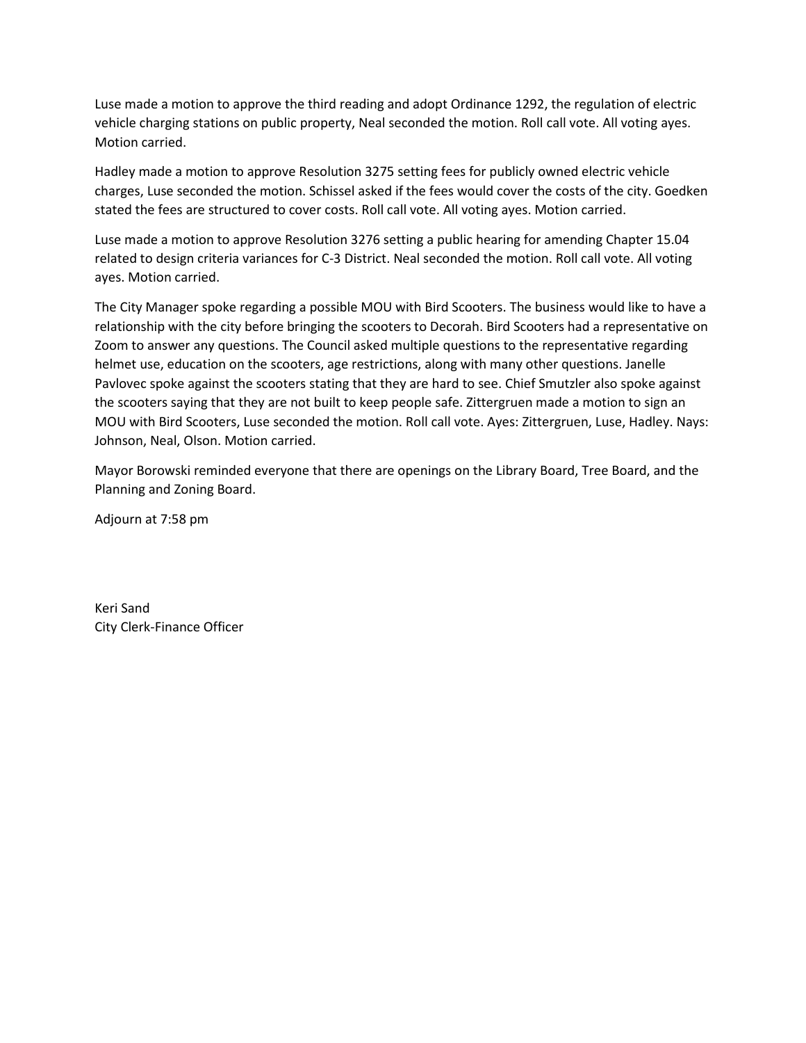Luse made a motion to approve the third reading and adopt Ordinance 1292, the regulation of electric vehicle charging stations on public property, Neal seconded the motion. Roll call vote. All voting ayes. Motion carried.

Hadley made a motion to approve Resolution 3275 setting fees for publicly owned electric vehicle charges, Luse seconded the motion. Schissel asked if the fees would cover the costs of the city. Goedken stated the fees are structured to cover costs. Roll call vote. All voting ayes. Motion carried.

Luse made a motion to approve Resolution 3276 setting a public hearing for amending Chapter 15.04 related to design criteria variances for C-3 District. Neal seconded the motion. Roll call vote. All voting ayes. Motion carried.

The City Manager spoke regarding a possible MOU with Bird Scooters. The business would like to have a relationship with the city before bringing the scooters to Decorah. Bird Scooters had a representative on Zoom to answer any questions. The Council asked multiple questions to the representative regarding helmet use, education on the scooters, age restrictions, along with many other questions. Janelle Pavlovec spoke against the scooters stating that they are hard to see. Chief Smutzler also spoke against the scooters saying that they are not built to keep people safe. Zittergruen made a motion to sign an MOU with Bird Scooters, Luse seconded the motion. Roll call vote. Ayes: Zittergruen, Luse, Hadley. Nays: Johnson, Neal, Olson. Motion carried.

Mayor Borowski reminded everyone that there are openings on the Library Board, Tree Board, and the Planning and Zoning Board.

Adjourn at 7:58 pm

Keri Sand
City Clerk-Finance Officer